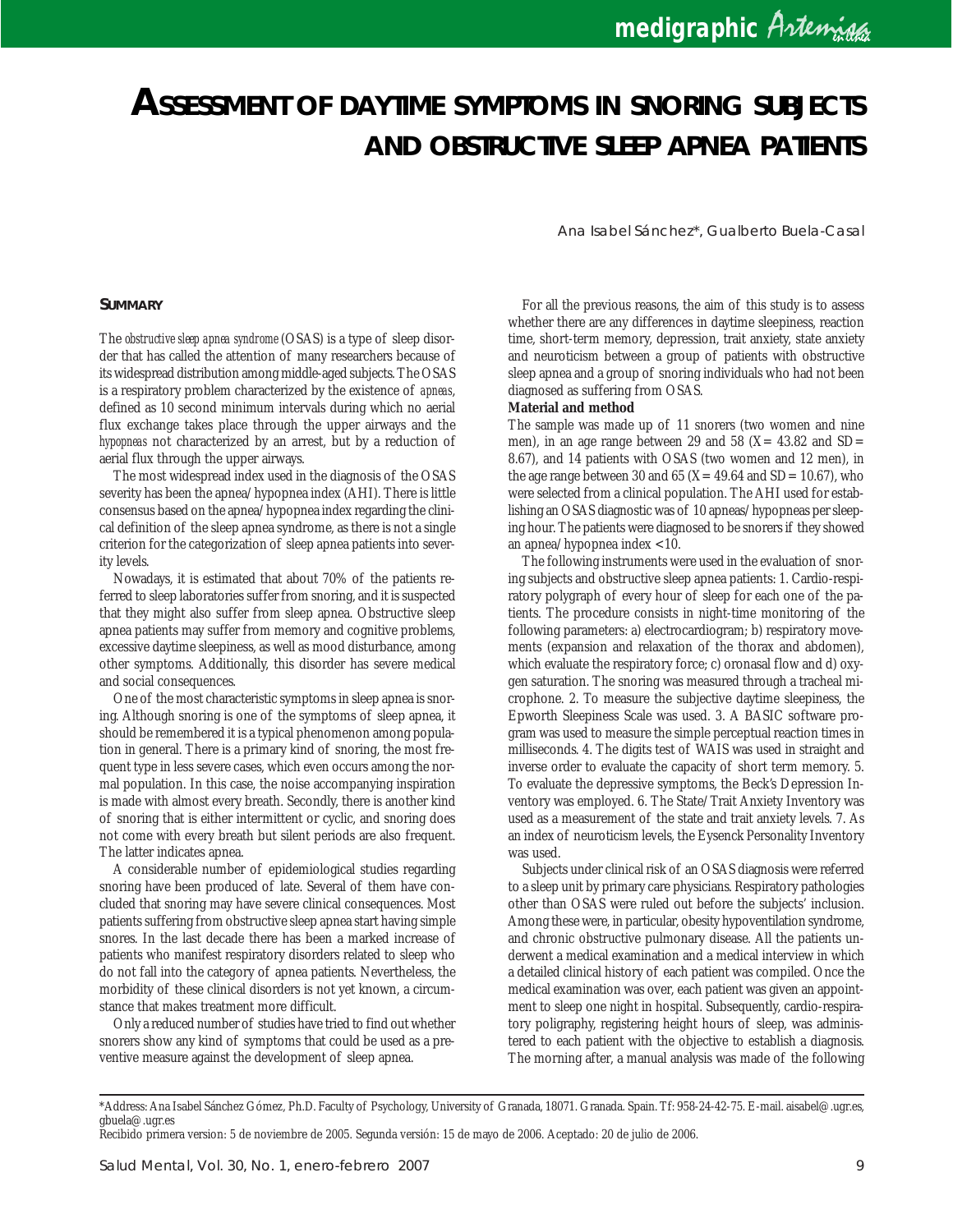# ASSESSMENT OF DAYTIME SYMPTOMS IN SNORING SUBJECTS AND OBSTRUCTIVE SLEEP APNEA PATIENTS

Ana Isabel Sánchez*, Gualberto Buela-Casal

## SUMMARY

The *obstructive sleep apnea syndrome* (OSAS) is a type of sleep disorder that has called the attention of many researchers because of its widespread distribution among middle-aged subjects. The OSAS is a respiratory problem characterized by the existence of *apneas*, defined as 10 second minimum intervals during which no aerial flux exchange takes place through the upper airways and the *hypopneas* not characterized by an arrest, but by a reduction of aerial flux through the upper airways.

The most widespread index used in the diagnosis of the OSAS severity has been the apnea/hypopnea index (AHI). There is little consensus based on the apnea/hypopnea index regarding the clinical definition of the sleep apnea syndrome, as there is not a single criterion for the categorization of sleep apnea patients into severity levels.

Nowadays, it is estimated that about 70% of the patients referred to sleep laboratories suffer from snoring, and it is suspected that they might also suffer from sleep apnea. Obstructive sleep apnea patients may suffer from memory and cognitive problems, excessive daytime sleepiness, as well as mood disturbance, among other symptoms. Additionally, this disorder has severe medical and social consequences.

One of the most characteristic symptoms in sleep apnea is snoring. Although snoring is one of the symptoms of sleep apnea, it should be remembered it is a typical phenomenon among population in general. There is a primary kind of snoring, the most frequent type in less severe cases, which even occurs among the normal population. In this case, the noise accompanying inspiration is made with almost every breath. Secondly, there is another kind of snoring that is either intermittent or cyclic, and snoring does not come with every breath but silent periods are also frequent. The latter indicates apnea.

A considerable number of epidemiological studies regarding snoring have been produced of late. Several of them have concluded that snoring may have severe clinical consequences. Most patients suffering from obstructive sleep apnea start having simple snores. In the last decade there has been a marked increase of patients who manifest respiratory disorders related to sleep who do not fall into the category of apnea patients. Nevertheless, the morbidity of these clinical disorders is not yet known, a circumstance that makes treatment more difficult.

Only a reduced number of studies have tried to find out whether snorers show any kind of symptoms that could be used as a preventive measure against the development of sleep apnea.

For all the previous reasons, the aim of this study is to assess whether there are any differences in daytime sleepiness, reaction time, short-term memory, depression, trait anxiety, state anxiety and neuroticism between a group of patients with obstructive sleep apnea and a group of snoring individuals who had not been diagnosed as suffering from OSAS.

**Material and method**

The sample was made up of 11 snorers (two women and nine men), in an age range between 29 and 58 ($X$ = 43.82 and SD = 8.67), and 14 patients with OSAS (two women and 12 men), in the age range between 30 and 65 ($X$ = 49.64 and SD = 10.67), who were selected from a clinical population. The AHI used for establishing an OSAS diagnostic was of 10 apneas/hypopneas per sleeping hour. The patients were diagnosed to be snorers if they showed an apnea/hypopnea index <10.

The following instruments were used in the evaluation of snoring subjects and obstructive sleep apnea patients: 1. Cardio-respiratory polygraph of every hour of sleep for each one of the patients. The procedure consists in night-time monitoring of the following parameters: a) electrocardiogram; b) respiratory movements (expansion and relaxation of the thorax and abdomen), which evaluate the respiratory force; c) oronasal flow and d) oxygen saturation. The snoring was measured through a tracheal microphone. 2. To measure the subjective daytime sleepiness, the Epworth Sleepiness Scale was used. 3. A BASIC software program was used to measure the simple perceptual reaction times in milliseconds. 4. The digits test of WAIS was used in straight and inverse order to evaluate the capacity of short term memory. 5. To evaluate the depressive symptoms, the Beck's Depression Inventory was employed. 6. The State/Trait Anxiety Inventory was used as a measurement of the state and trait anxiety levels. 7. As an index of neuroticism levels, the Eysenck Personality Inventory was used.

Subjects under clinical risk of an OSAS diagnosis were referred to a sleep unit by primary care physicians. Respiratory pathologies other than OSAS were ruled out before the subjects' inclusion. Among these were, in particular, obesity hypoventilation syndrome, and chronic obstructive pulmonary disease. All the patients underwent a medical examination and a medical interview in which a detailed clinical history of each patient was compiled. Once the medical examination was over, each patient was given an appointment to sleep one night in hospital. Subsequently, cardio-respiratory poligraphy, registering height hours of sleep, was administered to each patient with the objective to establish a diagnosis. The morning after, a manual analysis was made of the following

---

*Address: Ana Isabel Sánchez Gómez, Ph.D. Faculty of Psychology, University of Granada, 18071. Granada. Spain. Tf: 958-24-42-75. E-mail. aisabel@.ugr.es, gbuela@.ugr.es

Recibido primera version: 5 de noviembre de 2005. Segunda versión: 15 de mayo de 2006. Aceptado: 20 de julio de 2006.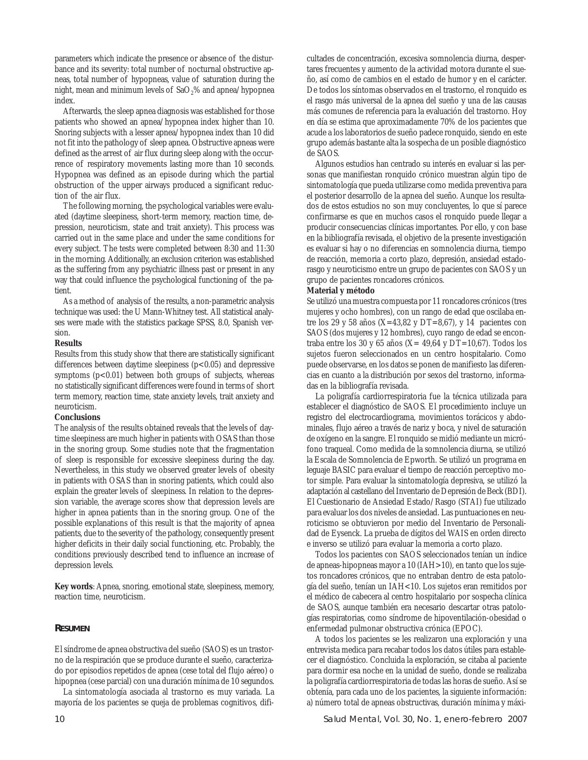parameters which indicate the presence or absence of the disturbance and its severity: total number of nocturnal obstructive apneas, total number of hypopneas, value of saturation during the night, mean and minimum levels of $SaO_2$% and apnea/hypopnea index.

Afterwards, the sleep apnea diagnosis was established for those patients who showed an apnea/hypopnea index higher than 10. Snoring subjects with a lesser apnea/hypopnea index than 10 did not fit into the pathology of sleep apnea. Obstructive apneas were defined as the arrest of air flux during sleep along with the occurrence of respiratory movements lasting more than 10 seconds. Hypopnea was defined as an episode during which the partial obstruction of the upper airways produced a significant reduction of the air flux.

The following morning, the psychological variables were evaluated (daytime sleepiness, short-term memory, reaction time, depression, neuroticism, state and trait anxiety). This process was carried out in the same place and under the same conditions for every subject. The tests were completed between 8:30 and 11:30 in the morning. Additionally, an exclusion criterion was established as the suffering from any psychiatric illness past or present in any way that could influence the psychological functioning of the patient.

As a method of analysis of the results, a non-parametric analysis technique was used: the U Mann-Whitney test. All statistical analyses were made with the statistics package SPSS, 8.0, Spanish version.

**Results**

Results from this study show that there are statistically significant differences between daytime sleepiness ($p<0.05$) and depressive symptoms ($p<0.01$) between both groups of subjects, whereas no statistically significant differences were found in terms of short term memory, reaction time, state anxiety levels, trait anxiety and neuroticism.

**Conclusions**

The analysis of the results obtained reveals that the levels of daytime sleepiness are much higher in patients with OSAS than those in the snoring group. Some studies note that the fragmentation of sleep is responsible for excessive sleepiness during the day. Nevertheless, in this study we observed greater levels of obesity in patients with OSAS than in snoring patients, which could also explain the greater levels of sleepiness. In relation to the depression variable, the average scores show that depression levels are higher in apnea patients than in the snoring group. One of the possible explanations of this result is that the majority of apnea patients, due to the severity of the pathology, consequently present higher deficits in their daily social functioning, etc. Probably, the conditions previously described tend to influence an increase of depression levels.

**Key words**: Apnea, snoring, emotional state, sleepiness, memory, reaction time, neuroticism.

## RESUMEN

El síndrome de apnea obstructiva del sueño (SAOS) es un trastorno de la respiración que se produce durante el sueño, caracterizado por episodios repetidos de apnea (cese total del flujo aéreo) o hipopnea (cese parcial) con una duración mínima de 10 segundos.

La sintomatología asociada al trastorno es muy variada. La mayoría de los pacientes se queja de problemas cognitivos, dificultades de concentración, excesiva somnolencia diurna, despertares frecuentes y aumento de la actividad motora durante el sueño, así como de cambios en el estado de humor y en el carácter. De todos los síntomas observados en el trastorno, el ronquido es el rasgo más universal de la apnea del sueño y una de las causas más comunes de referencia para la evaluación del trastorno. Hoy en día se estima que aproximadamente 70% de los pacientes que acude a los laboratorios de sueño padece ronquido, siendo en este grupo además bastante alta la sospecha de un posible diagnóstico de SAOS.

Algunos estudios han centrado su interés en evaluar si las personas que manifiestan ronquido crónico muestran algún tipo de sintomatología que pueda utilizarse como medida preventiva para el posterior desarrollo de la apnea del sueño. Aunque los resultados de estos estudios no son muy concluyentes, lo que sí parece confirmarse es que en muchos casos el ronquido puede llegar a producir consecuencias clínicas importantes. Por ello, y con base en la bibliografía revisada, el objetivo de la presente investigación es evaluar si hay o no diferencias en somnolencia diurna, tiempo de reacción, memoria a corto plazo, depresión, ansiedad estado-rasgo y neuroticismo entre un grupo de pacientes con SAOS y un grupo de pacientes roncadores crónicos.

**Material y método**

Se utilizó una muestra compuesta por 11 roncadores crónicos (tres mujeres y ocho hombres), con un rango de edad que oscilaba entre los 29 y 58 años (X=43,82 y DT=8,67), y 14 pacientes con SAOS (dos mujeres y 12 hombres), cuyo rango de edad se encontraba entre los 30 y 65 años (X= 49,64 y DT=10,67). Todos los sujetos fueron seleccionados en un centro hospitalario. Como puede observarse, en los datos se ponen de manifiesto las diferencias en cuanto a la distribución por sexos del trastorno, informadas en la bibliografía revisada.

La poligrafía cardiorrespiratoria fue la técnica utilizada para establecer el diagnóstico de SAOS. El procedimiento incluye un registro del electrocardiograma, movimientos torácicos y abdominales, flujo aéreo a través de nariz y boca, y nivel de saturación de oxígeno en la sangre. El ronquido se midió mediante un micrófono traqueal. Como medida de la somnolencia diurna, se utilizó la Escala de Somnolencia de Epworth. Se utilizó un programa en leguaje BASIC para evaluar el tiempo de reacción perceptivo motor simple. Para evaluar la sintomatología depresiva, se utilizó la adaptación al castellano del Inventario de Depresión de Beck (BDI). El Cuestionario de Ansiedad Estado/Rasgo (STAI) fue utilizado para evaluar los dos niveles de ansiedad. Las puntuaciones en neuroticismo se obtuvieron por medio del Inventario de Personalidad de Eysenck. La prueba de dígitos del WAIS en orden directo e inverso se utilizó para evaluar la memoria a corto plazo.

Todos los pacientes con SAOS seleccionados tenían un índice de apneas-hipopneas mayor a 10 (IAH>10), en tanto que los sujetos roncadores crónicos, que no entraban dentro de esta patología del sueño, tenían un IAH<10. Los sujetos eran remitidos por el médico de cabecera al centro hospitalario por sospecha clínica de SAOS, aunque también era necesario descartar otras patologías respiratorias, como síndrome de hipoventilación-obesidad o enfermedad pulmonar obstructiva crónica (EPOC).

A todos los pacientes se les realizaron una exploración y una entrevista medica para recabar todos los datos útiles para establecer el diagnóstico. Concluida la exploración, se citaba al paciente para dormir esa noche en la unidad de sueño, donde se realizaba la poligrafía cardiorrespiratoria de todas las horas de sueño. Así se obtenía, para cada uno de los pacientes, la siguiente información: a) número total de apneas obstructivas, duración mínima y máxi-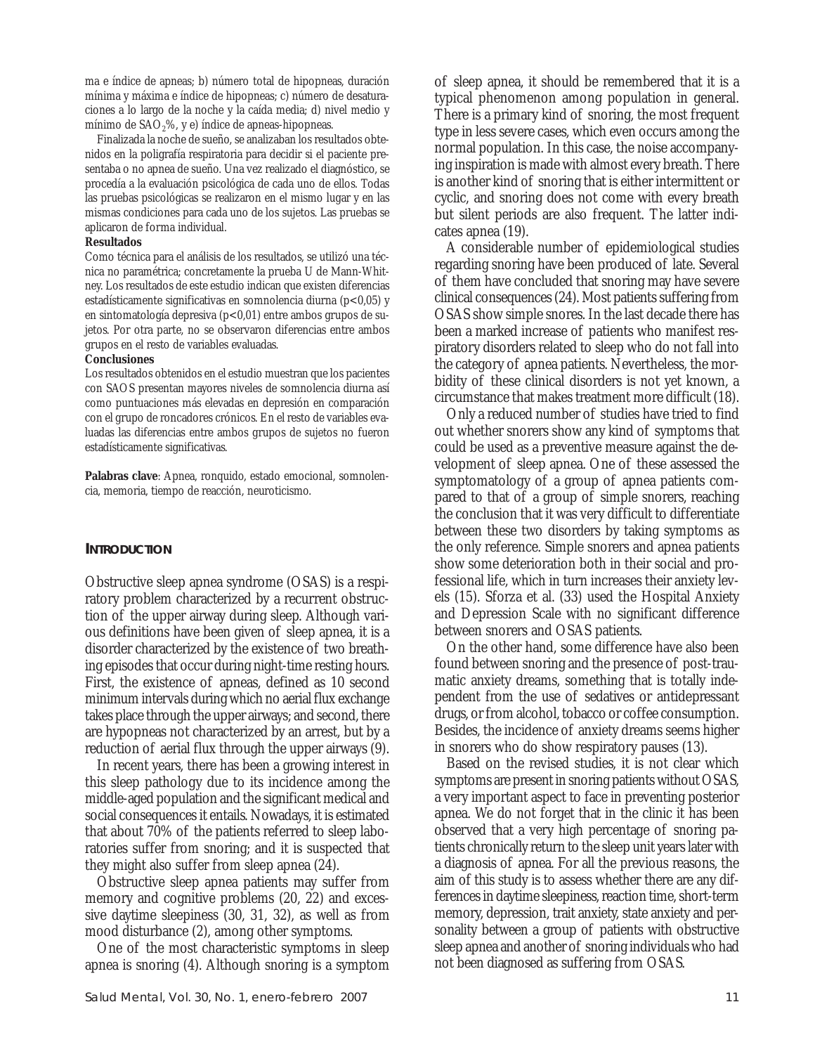ma e índice de apneas; b) número total de hipopneas, duración mínima y máxima e índice de hipopneas; c) número de desaturaciones a lo largo de la noche y la caída media; d) nivel medio y mínimo de $SAO_2$%, y e) índice de apneas-hipopneas.

Finalizada la noche de sueño, se analizaban los resultados obtenidos en la poligrafía respiratoria para decidir si el paciente presentaba o no apnea de sueño. Una vez realizado el diagnóstico, se procedía a la evaluación psicológica de cada uno de ellos. Todas las pruebas psicológicas se realizaron en el mismo lugar y en las mismas condiciones para cada uno de los sujetos. Las pruebas se aplicaron de forma individual.

**Resultados**

Como técnica para el análisis de los resultados, se utilizó una técnica no paramétrica; concretamente la prueba U de Mann-Whitney. Los resultados de este estudio indican que existen diferencias estadísticamente significativas en somnolencia diurna ($p<0,05$) y en sintomatología depresiva ($p<0,01$) entre ambos grupos de sujetos. Por otra parte, no se observaron diferencias entre ambos grupos en el resto de variables evaluadas.

**Conclusiones**

Los resultados obtenidos en el estudio muestran que los pacientes con SAOS presentan mayores niveles de somnolencia diurna así como puntuaciones más elevadas en depresión en comparación con el grupo de roncadores crónicos. En el resto de variables evaluadas las diferencias entre ambos grupos de sujetos no fueron estadísticamente significativas.

**Palabras clave**: Apnea, ronquido, estado emocional, somnolencia, memoria, tiempo de reacción, neuroticismo.

## INTRODUCTION

Obstructive sleep apnea syndrome (OSAS) is a respiratory problem characterized by a recurrent obstruction of the upper airway during sleep. Although various definitions have been given of sleep apnea, it is a disorder characterized by the existence of two breathing episodes that occur during night-time resting hours. First, the existence of apneas, defined as 10 second minimum intervals during which no aerial flux exchange takes place through the upper airways; and second, there are hypopneas not characterized by an arrest, but by a reduction of aerial flux through the upper airways (9).

In recent years, there has been a growing interest in this sleep pathology due to its incidence among the middle-aged population and the significant medical and social consequences it entails. Nowadays, it is estimated that about 70% of the patients referred to sleep laboratories suffer from snoring; and it is suspected that they might also suffer from sleep apnea (24).

Obstructive sleep apnea patients may suffer from memory and cognitive problems (20, 22) and excessive daytime sleepiness (30, 31, 32), as well as from mood disturbance (2), among other symptoms.

One of the most characteristic symptoms in sleep apnea is snoring (4). Although snoring is a symptom of sleep apnea, it should be remembered that it is a typical phenomenon among population in general. There is a primary kind of snoring, the most frequent type in less severe cases, which even occurs among the normal population. In this case, the noise accompanying inspiration is made with almost every breath. There is another kind of snoring that is either intermittent or cyclic, and snoring does not come with every breath but silent periods are also frequent. The latter indicates apnea (19).

A considerable number of epidemiological studies regarding snoring have been produced of late. Several of them have concluded that snoring may have severe clinical consequences (24). Most patients suffering from OSAS show simple snores. In the last decade there has been a marked increase of patients who manifest respiratory disorders related to sleep who do not fall into the category of apnea patients. Nevertheless, the morbidity of these clinical disorders is not yet known, a circumstance that makes treatment more difficult (18).

Only a reduced number of studies have tried to find out whether snorers show any kind of symptoms that could be used as a preventive measure against the development of sleep apnea. One of these assessed the symptomatology of a group of apnea patients compared to that of a group of simple snorers, reaching the conclusion that it was very difficult to differentiate between these two disorders by taking symptoms as the only reference. Simple snorers and apnea patients show some deterioration both in their social and professional life, which in turn increases their anxiety levels (15). Sforza et al. (33) used the Hospital Anxiety and Depression Scale with no significant difference between snorers and OSAS patients.

On the other hand, some difference have also been found between snoring and the presence of post-traumatic anxiety dreams, something that is totally independent from the use of sedatives or antidepressant drugs, or from alcohol, tobacco or coffee consumption. Besides, the incidence of anxiety dreams seems higher in snorers who do show respiratory pauses (13).

Based on the revised studies, it is not clear which symptoms are present in snoring patients without OSAS, a very important aspect to face in preventing posterior apnea. We do not forget that in the clinic it has been observed that a very high percentage of snoring patients chronically return to the sleep unit years later with a diagnosis of apnea. For all the previous reasons, the aim of this study is to assess whether there are any differences in daytime sleepiness, reaction time, short-term memory, depression, trait anxiety, state anxiety and personality between a group of patients with obstructive sleep apnea and another of snoring individuals who had not been diagnosed as suffering from OSAS.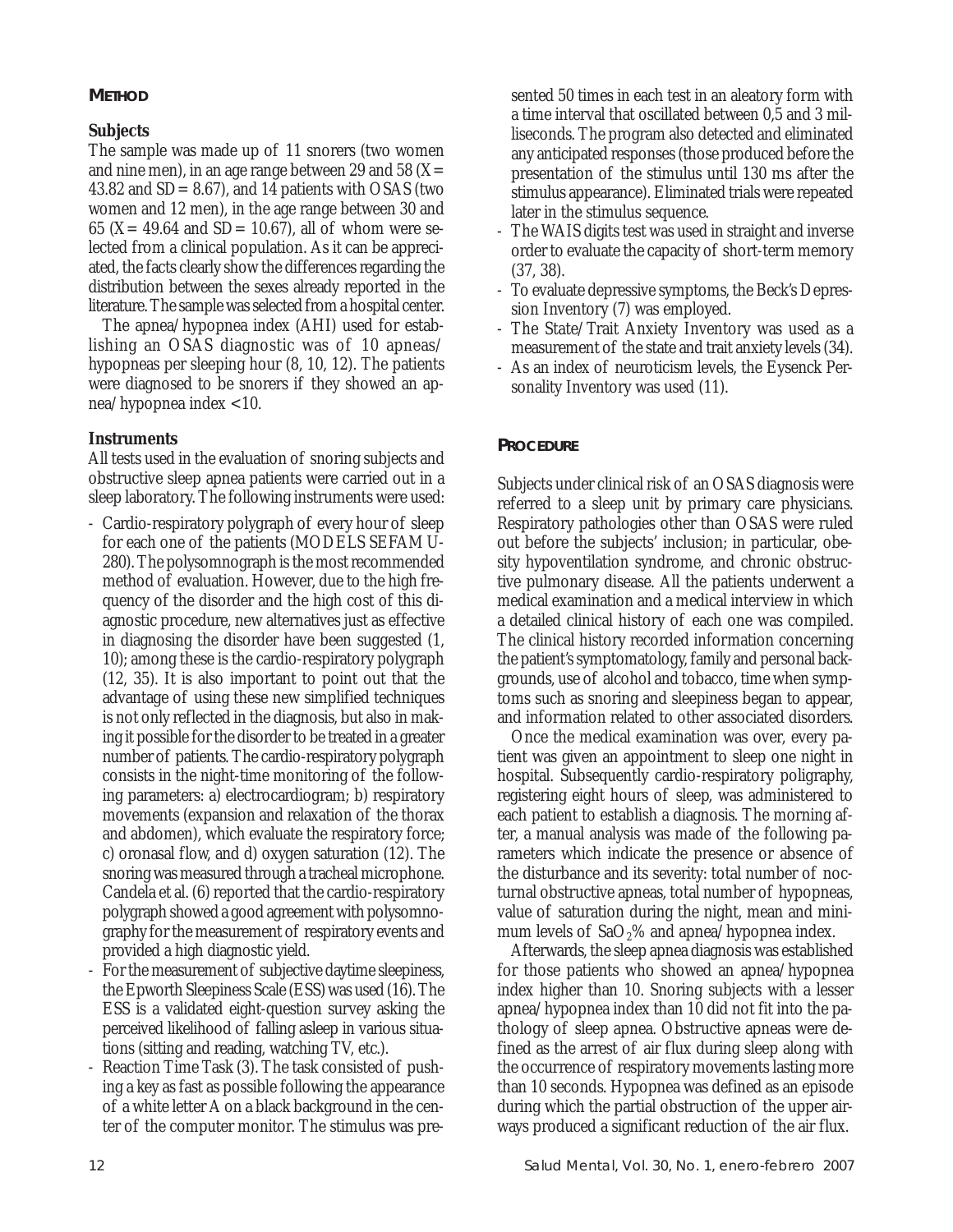## METHOD

### Subjects

The sample was made up of 11 snorers (two women and nine men), in an age range between 29 and 58 (X = 43.82 and SD = 8.67), and 14 patients with OSAS (two women and 12 men), in the age range between 30 and 65 (X = 49.64 and SD = 10.67), all of whom were selected from a clinical population. As it can be appreciated, the facts clearly show the differences regarding the distribution between the sexes already reported in the literature. The sample was selected from a hospital center.

The apnea/hypopnea index (AHI) used for establishing an OSAS diagnostic was of 10 apneas/ hypopneas per sleeping hour (8, 10, 12). The patients were diagnosed to be snorers if they showed an apnea/hypopnea index <10.

### Instruments

All tests used in the evaluation of snoring subjects and obstructive sleep apnea patients were carried out in a sleep laboratory. The following instruments were used:

- Cardio-respiratory polygraph of every hour of sleep for each one of the patients (MODELS SEFAM U-280). The polysomnograph is the most recommended method of evaluation. However, due to the high frequency of the disorder and the high cost of this diagnostic procedure, new alternatives just as effective in diagnosing the disorder have been suggested (1, 10); among these is the cardio-respiratory polygraph (12, 35). It is also important to point out that the advantage of using these new simplified techniques is not only reflected in the diagnosis, but also in making it possible for the disorder to be treated in a greater number of patients. The cardio-respiratory polygraph consists in the night-time monitoring of the following parameters: a) electrocardiogram; b) respiratory movements (expansion and relaxation of the thorax and abdomen), which evaluate the respiratory force; c) oronasal flow, and d) oxygen saturation (12). The snoring was measured through a tracheal microphone. Candela et al. (6) reported that the cardio-respiratory polygraph showed a good agreement with polysomnography for the measurement of respiratory events and provided a high diagnostic yield.
- For the measurement of subjective daytime sleepiness, the Epworth Sleepiness Scale (ESS) was used (16). The ESS is a validated eight-question survey asking the perceived likelihood of falling asleep in various situations (sitting and reading, watching TV, etc.).
- Reaction Time Task (3). The task consisted of pushing a key as fast as possible following the appearance of a white letter A on a black background in the center of the computer monitor. The stimulus was presented 50 times in each test in an aleatory form with a time interval that oscillated between 0,5 and 3 milliseconds. The program also detected and eliminated any anticipated responses (those produced before the presentation of the stimulus until 130 ms after the stimulus appearance). Eliminated trials were repeated later in the stimulus sequence.
- The WAIS digits test was used in straight and inverse order to evaluate the capacity of short-term memory (37, 38).
- To evaluate depressive symptoms, the Beck's Depression Inventory (7) was employed.
- The State/Trait Anxiety Inventory was used as a measurement of the state and trait anxiety levels (34).
- As an index of neuroticism levels, the Eysenck Personality Inventory was used (11).

## PROCEDURE

Subjects under clinical risk of an OSAS diagnosis were referred to a sleep unit by primary care physicians. Respiratory pathologies other than OSAS were ruled out before the subjects' inclusion; in particular, obesity hypoventilation syndrome, and chronic obstructive pulmonary disease. All the patients underwent a medical examination and a medical interview in which a detailed clinical history of each one was compiled. The clinical history recorded information concerning the patient's symptomatology, family and personal backgrounds, use of alcohol and tobacco, time when symptoms such as snoring and sleepiness began to appear, and information related to other associated disorders.

Once the medical examination was over, every patient was given an appointment to sleep one night in hospital. Subsequently cardio-respiratory poligraphy, registering eight hours of sleep, was administered to each patient to establish a diagnosis. The morning after, a manual analysis was made of the following parameters which indicate the presence or absence of the disturbance and its severity: total number of nocturnal obstructive apneas, total number of hypopneas, value of saturation during the night, mean and minimum levels of $SaO_2\%$ and apnea/hypopnea index.

Afterwards, the sleep apnea diagnosis was established for those patients who showed an apnea/hypopnea index higher than 10. Snoring subjects with a lesser apnea/hypopnea index than 10 did not fit into the pathology of sleep apnea. Obstructive apneas were defined as the arrest of air flux during sleep along with the occurrence of respiratory movements lasting more than 10 seconds. Hypopnea was defined as an episode during which the partial obstruction of the upper airways produced a significant reduction of the air flux.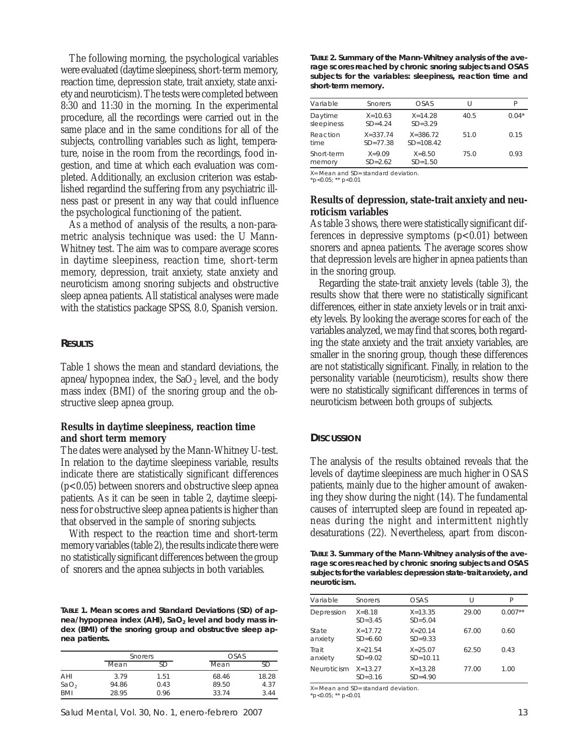The following morning, the psychological variables were evaluated (daytime sleepiness, short-term memory, reaction time, depression state, trait anxiety, state anxiety and neuroticism). The tests were completed between 8:30 and 11:30 in the morning. In the experimental procedure, all the recordings were carried out in the same place and in the same conditions for all of the subjects, controlling variables such as light, temperature, noise in the room from the recordings, food ingestion, and time at which each evaluation was completed. Additionally, an exclusion criterion was established regardind the suffering from any psychiatric illness past or present in any way that could influence the psychological functioning of the patient.

As a method of analysis of the results, a non-parametric analysis technique was used: the U Mann-Whitney test. The aim was to compare average scores in daytime sleepiness, reaction time, short-term memory, depression, trait anxiety, state anxiety and neuroticism among snoring subjects and obstructive sleep apnea patients. All statistical analyses were made with the statistics package SPSS, 8.0, Spanish version.

## Results

Table 1 shows the mean and standard deviations, the apnea/hypopnea index, the $SaO_2$ level, and the body mass index (BMI) of the snoring group and the obstructive sleep apnea group.

### Results in daytime sleepiness, reaction time and short term memory

The dates were analysed by the Mann-Whitney U-test. In relation to the daytime sleepiness variable, results indicate there are statistically significant differences ($p<0.05$) between snorers and obstructive sleep apnea patients. As it can be seen in table 2, daytime sleepiness for obstructive sleep apnea patients is higher than that observed in the sample of snoring subjects.

With respect to the reaction time and short-term memory variables (table 2), the results indicate there were no statistically significant differences between the group of snorers and the apnea subjects in both variables.

**Table 1. Mean scores and Standard Deviations (SD) of apnea/hypopnea index (AHI), $SaO_2$ level and body mass index (BMI) of the snoring group and obstructive sleep apnea patients.**

| | Snorers | | OSAS | |
|---|---|---|---|---|
| | Mean | SD | Mean | SD |
| AHI | 3.79 | 1.51 | 68.46 | 18.28 |
| $SaO_2$ | 94.86 | 0.43 | 89.50 | 4.37 |
| BMI | 28.95 | 0.96 | 33.74 | 3.44 |

**Table 2. Summary of the Mann-Whitney analysis of the average scores reached by chronic snoring subjects and OSAS subjects for the variables: sleepiness, reaction time and short-term memory.**

| Variable | Snorers | OSAS | U | P |
|---|---|---|---|---|
| Daytime sleepiness | X=10.63 SD=4.24 | X=14.28 SD=3.29 | 40.5 | 0.04* |
| Reaction time | X=337.74 SD=77.38 | X=386.72 SD=108.42 | 51.0 | 0.15 |
| Short-term memory | X=9.09 SD=2.62 | X=8.50 SD=1.50 | 75.0 | 0.93 |

X= Mean and SD= standard deviation.
*p<0.05; ** p<0.01

### Results of depression, state-trait anxiety and neuroticism variables

As table 3 shows, there were statistically significant differences in depressive symptoms ($p<0.01$) between snorers and apnea patients. The average scores show that depression levels are higher in apnea patients than in the snoring group.

Regarding the state-trait anxiety levels (table 3), the results show that there were no statistically significant differences, either in state anxiety levels or in trait anxiety levels. By looking the average scores for each of the variables analyzed, we may find that scores, both regarding the state anxiety and the trait anxiety variables, are smaller in the snoring group, though these differences are not statistically significant. Finally, in relation to the personality variable (neuroticism), results show there were no statistically significant differences in terms of neuroticism between both groups of subjects.

## Discussion

The analysis of the results obtained reveals that the levels of daytime sleepiness are much higher in OSAS patients, mainly due to the higher amount of awakening they show during the night (14). The fundamental causes of interrupted sleep are found in repeated apneas during the night and intermittent nightly desaturations (22). Nevertheless, apart from discon-

**Table 3. Summary of the Mann-Whitney analysis of the average scores reached by chronic snoring subjects and OSAS subjects for the variables: depression state-trait anxiety, and neuroticism.**

| Variable | Snorers | OSAS | U | P |
|---|---|---|---|---|
| Depression | X=8.18 SD=3.45 | X=13.35 SD=5.04 | 29.00 | 0.007** |
| State anxiety | X=17.72 SD=6.60 | X=20.14 SD=9.33 | 67.00 | 0.60 |
| Trait anxiety | X=21.54 SD=9.02 | X=25.07 SD=10.11 | 62.50 | 0.43 |
| Neuroticism | X=13.27 SD=3.16 | X=13.28 SD=4.90 | 77.00 | 1.00 |

X= Mean and SD= standard deviation.
*p<0.05; ** p<0.01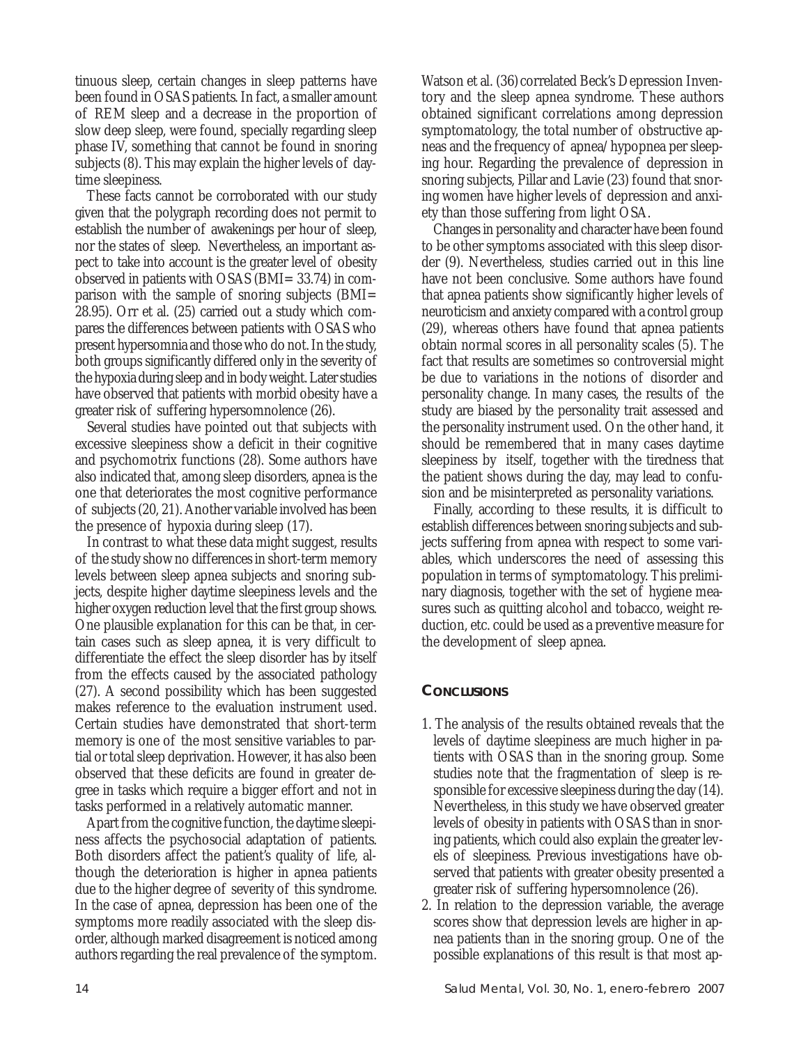tinuous sleep, certain changes in sleep patterns have been found in OSAS patients. In fact, a smaller amount of REM sleep and a decrease in the proportion of slow deep sleep, were found, specially regarding sleep phase IV, something that cannot be found in snoring subjects (8). This may explain the higher levels of daytime sleepiness.

These facts cannot be corroborated with our study given that the polygraph recording does not permit to establish the number of awakenings per hour of sleep, nor the states of sleep. Nevertheless, an important aspect to take into account is the greater level of obesity observed in patients with OSAS (BMI= 33.74) in comparison with the sample of snoring subjects (BMI= 28.95). Orr et al. (25) carried out a study which compares the differences between patients with OSAS who present hypersomnia and those who do not. In the study, both groups significantly differed only in the severity of the hypoxia during sleep and in body weight. Later studies have observed that patients with morbid obesity have a greater risk of suffering hypersomnolence (26).

Several studies have pointed out that subjects with excessive sleepiness show a deficit in their cognitive and psychomotrix functions (28). Some authors have also indicated that, among sleep disorders, apnea is the one that deteriorates the most cognitive performance of subjects (20, 21). Another variable involved has been the presence of hypoxia during sleep (17).

In contrast to what these data might suggest, results of the study show no differences in short-term memory levels between sleep apnea subjects and snoring subjects, despite higher daytime sleepiness levels and the higher oxygen reduction level that the first group shows. One plausible explanation for this can be that, in certain cases such as sleep apnea, it is very difficult to differentiate the effect the sleep disorder has by itself from the effects caused by the associated pathology (27). A second possibility which has been suggested makes reference to the evaluation instrument used. Certain studies have demonstrated that short-term memory is one of the most sensitive variables to partial or total sleep deprivation. However, it has also been observed that these deficits are found in greater degree in tasks which require a bigger effort and not in tasks performed in a relatively automatic manner.

Apart from the cognitive function, the daytime sleepiness affects the psychosocial adaptation of patients. Both disorders affect the patient's quality of life, although the deterioration is higher in apnea patients due to the higher degree of severity of this syndrome. In the case of apnea, depression has been one of the symptoms more readily associated with the sleep disorder, although marked disagreement is noticed among authors regarding the real prevalence of the symptom. Watson et al. (36) correlated Beck's Depression Inventory and the sleep apnea syndrome. These authors obtained significant correlations among depression symptomatology, the total number of obstructive apneas and the frequency of apnea/hypopnea per sleeping hour. Regarding the prevalence of depression in snoring subjects, Pillar and Lavie (23) found that snoring women have higher levels of depression and anxiety than those suffering from light OSA.

Changes in personality and character have been found to be other symptoms associated with this sleep disorder (9). Nevertheless, studies carried out in this line have not been conclusive. Some authors have found that apnea patients show significantly higher levels of neuroticism and anxiety compared with a control group (29), whereas others have found that apnea patients obtain normal scores in all personality scales (5). The fact that results are sometimes so controversial might be due to variations in the notions of disorder and personality change. In many cases, the results of the study are biased by the personality trait assessed and the personality instrument used. On the other hand, it should be remembered that in many cases daytime sleepiness by itself, together with the tiredness that the patient shows during the day, may lead to confusion and be misinterpreted as personality variations.

Finally, according to these results, it is difficult to establish differences between snoring subjects and subjects suffering from apnea with respect to some variables, which underscores the need of assessing this population in terms of symptomatology. This preliminary diagnosis, together with the set of hygiene measures such as quitting alcohol and tobacco, weight reduction, etc. could be used as a preventive measure for the development of sleep apnea.

## CONCLUSIONS

1. The analysis of the results obtained reveals that the levels of daytime sleepiness are much higher in patients with OSAS than in the snoring group. Some studies note that the fragmentation of sleep is responsible for excessive sleepiness during the day (14). Nevertheless, in this study we have observed greater levels of obesity in patients with OSAS than in snoring patients, which could also explain the greater levels of sleepiness. Previous investigations have observed that patients with greater obesity presented a greater risk of suffering hypersomnolence (26).
2. In relation to the depression variable, the average scores show that depression levels are higher in apnea patients than in the snoring group. One of the possible explanations of this result is that most ap-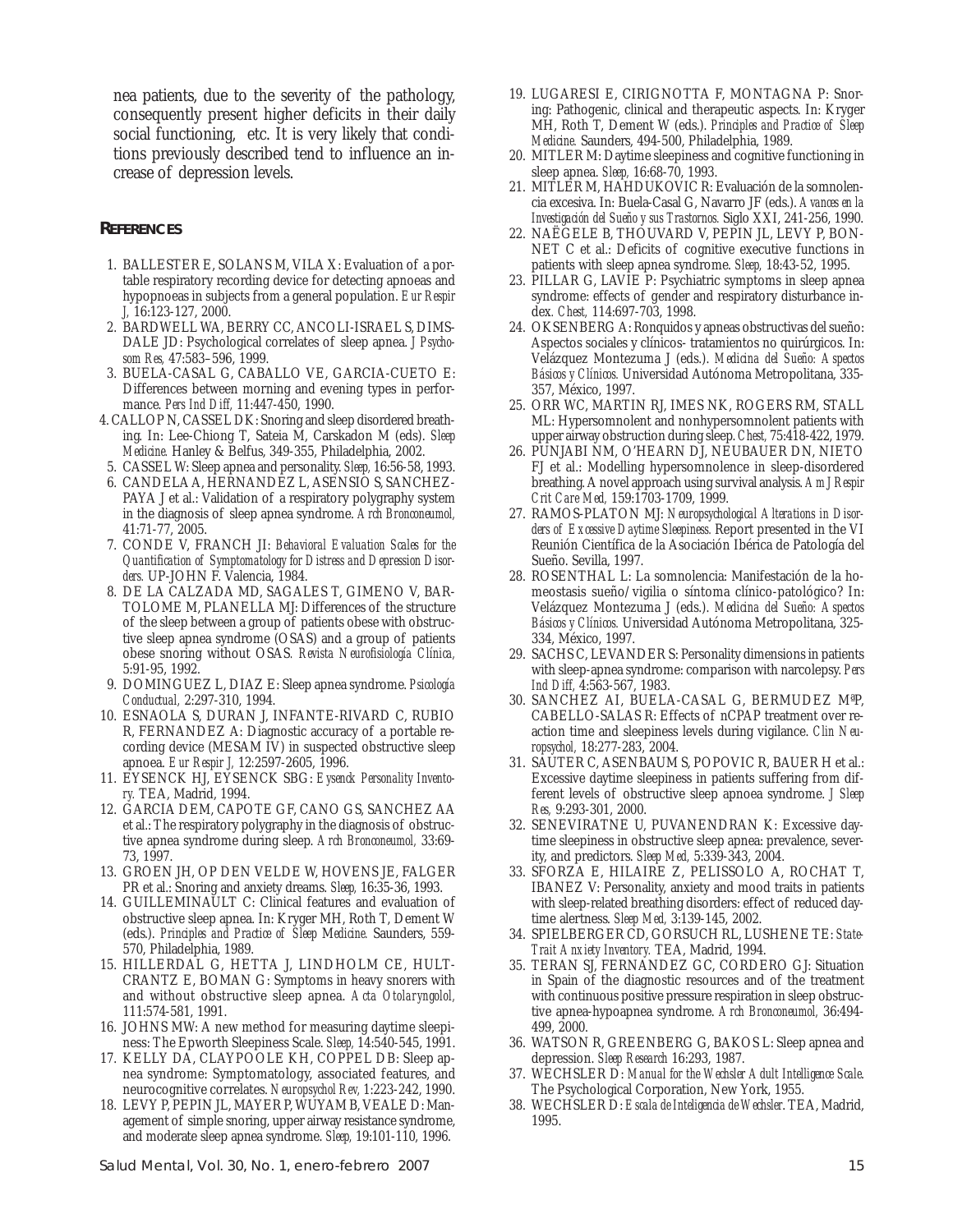nea patients, due to the severity of the pathology, consequently present higher deficits in their daily social functioning, etc. It is very likely that conditions previously described tend to influence an increase of depression levels.

## REFERENCES

1. BALLESTER E, SOLANS M, VILA X: Evaluation of a portable respiratory recording device for detecting apnoeas and hypopnoeas in subjects from a general population. *Eur Respir J,* 16:123-127, 2000.
2. BARDWELL WA, BERRY CC, ANCOLI-ISRAEL S, DIMSDALE JD: Psychological correlates of sleep apnea. *J Psychosom Res,* 47:583–596, 1999.
3. BUELA-CASAL G, CABALLO VE, GARCIA-CUETO E: Differences between morning and evening types in performance. *Pers Ind Diff,* 11:447-450, 1990.
4. CALLOP N, CASSEL DK: Snoring and sleep disordered breathing. In: Lee-Chiong T, Sateia M, Carskadon M (eds). *Sleep Medicine.* Hanley & Belfus, 349-355, Philadelphia, 2002.
5. CASSEL W: Sleep apnea and personality. *Sleep,* 16:56-58, 1993.
6. CANDELA A, HERNANDEZ L, ASENSIO S, SANCHEZ-PAYA J et al.: Validation of a respiratory polygraphy system in the diagnosis of sleep apnea syndrome. *Arch Bronconeumol,* 41:71-77, 2005.
7. CONDE V, FRANCH JI: *Behavioral Evaluation Scales for the Quantification of Symptomatology for Distress and Depression Disorders.* UP-JOHN F. Valencia, 1984.
8. DE LA CALZADA MD, SAGALES T, GIMENO V, BARTOLOME M, PLANELLA MJ: Differences of the structure of the sleep between a group of patients obese with obstructive sleep apnea syndrome (OSAS) and a group of patients obese snoring without OSAS. *Revista Neurofisiología Clínica,* 5:91-95, 1992.
9. DOMINGUEZ L, DIAZ E: Sleep apnea syndrome. *Psicología Conductual,* 2:297-310, 1994.
10. ESNAOLA S, DURAN J, INFANTE-RIVARD C, RUBIO R, FERNANDEZ A: Diagnostic accuracy of a portable recording device (MESAM IV) in suspected obstructive sleep apnoea. *Eur Respir J,* 12:2597-2605, 1996.
11. EYSENCK HJ, EYSENCK SBG: *Eysenck Personality Inventory.* TEA, Madrid, 1994.
12. GARCIA DEM, CAPOTE GF, CANO GS, SANCHEZ AA et al.: The respiratory polygraphy in the diagnosis of obstructive apnea syndrome during sleep. *Arch Bronconeumol,* 33:69-73, 1997.
13. GROEN JH, OP DEN VELDE W, HOVENS JE, FALGER PR et al.: Snoring and anxiety dreams. *Sleep,* 16:35-36, 1993.
14. GUILLEMINAULT C: Clinical features and evaluation of obstructive sleep apnea. In: Kryger MH, Roth T, Dement W (eds.). *Principles and Practice of Sleep Medicine.* Saunders, 559-570, Philadelphia, 1989.
15. HILLERDAL G, HETTA J, LINDHOLM CE, HULTCRANTZ E, BOMAN G: Symptoms in heavy snorers with and without obstructive sleep apnea. *Acta Otolaryngolol,* 111:574-581, 1991.
16. JOHNS MW: A new method for measuring daytime sleepiness: The Epworth Sleepiness Scale. *Sleep,* 14:540-545, 1991.
17. KELLY DA, CLAYPOOLE KH, COPPEL DB: Sleep apnea syndrome: Symptomatology, associated features, and neurocognitive correlates. *Neuropsychol Rev,* 1:223-242, 1990.
18. LEVY P, PEPIN JL, MAYER P, WUYAMB, VEALE D: Management of simple snoring, upper airway resistance syndrome, and moderate sleep apnea syndrome. *Sleep,* 19:101-110, 1996.
19. LUGARESI E, CIRIGNOTTA F, MONTAGNA P: Snoring: Pathogenic, clinical and therapeutic aspects. In: Kryger MH, Roth T, Dement W (eds.). *Principles and Practice of Sleep Medicine.* Saunders, 494-500, Philadelphia, 1989.
20. MITLER M: Daytime sleepiness and cognitive functioning in sleep apnea. *Sleep,* 16:68-70, 1993.
21. MITLER M, HAHDUKOVIC R: Evaluación de la somnolencia excesiva. In: Buela-Casal G, Navarro JF (eds.). *Avances en la Investigación del Sueño y sus Trastornos.* Siglo XXI, 241-256, 1990.
22. NAËGELE B, THOUVARD V, PEPIN JL, LEVY P, BONNET C et al.: Deficits of cognitive executive functions in patients with sleep apnea syndrome. *Sleep,* 18:43-52, 1995.
23. PILLAR G, LAVIE P: Psychiatric symptoms in sleep apnea syndrome: effects of gender and respiratory disturbance index. *Chest,* 114:697-703, 1998.
24. OKSENBERG A: Ronquidos y apneas obstructivas del sueño: Aspectos sociales y clínicos- tratamientos no quirúrgicos. In: Velázquez Montezuma J (eds.). *Medicina del Sueño: Aspectos Básicos y Clínicos.* Universidad Autónoma Metropolitana, 335-357, México, 1997.
25. ORR WC, MARTIN RJ, IMES NK, ROGERS RM, STALL ML: Hypersomnolent and nonhypersomnolent patients with upper airway obstruction during sleep. *Chest,* 75:418-422, 1979.
26. PUNJABI NM, O'HEARN DJ, NEUBAUER DN, NIETO FJ et al.: Modelling hypersomnolence in sleep-disordered breathing. A novel approach using survival analysis. *Am J Respir Crit Care Med,* 159:1703-1709, 1999.
27. RAMOS-PLATON MJ: *Neuropsychological Alterations in Disorders of Excessive Daytime Sleepiness.* Report presented in the VI Reunión Científica de la Asociación Ibérica de Patología del Sueño. Sevilla, 1997.
28. ROSENTHAL L: La somnolencia: Manifestación de la homeostasis sueño/vigilia o síntoma clínico-patológico? In: Velázquez Montezuma J (eds.). *Medicina del Sueño: Aspectos Básicos y Clínicos.* Universidad Autónoma Metropolitana, 325-334, México, 1997.
29. SACHS C, LEVANDER S: Personality dimensions in patients with sleep-apnea syndrome: comparison with narcolepsy. *Pers Ind Diff,* 4:563-567, 1983.
30. SANCHEZ AI, BUELA-CASAL G, BERMUDEZ MªP, CABELLO-SALAS R: Effects of nCPAP treatment over reaction time and sleepiness levels during vigilance. *Clin Neuropsychol,* 18:277-283, 2004.
31. SAUTER C, ASENBAUM S, POPOVIC R, BAUER H et al.: Excessive daytime sleepiness in patients suffering from different levels of obstructive sleep apnoea syndrome. *J Sleep Res,* 9:293-301, 2000.
32. SENEVIRATNE U, PUVANENDRAN K: Excessive daytime sleepiness in obstructive sleep apnea: prevalence, severity, and predictors. *Sleep Med,* 5:339-343, 2004.
33. SFORZA E, HILAIRE Z, PELISSOLO A, ROCHAT T, IBANEZ V: Personality, anxiety and mood traits in patients with sleep-related breathing disorders: effect of reduced daytime alertness. *Sleep Med,* 3:139-145, 2002.
34. SPIELBERGER CD, GORSUCH RL, LUSHENE TE: *State-Trait Anxiety Inventory.* TEA, Madrid, 1994.
35. TERAN SJ, FERNANDEZ GC, CORDERO GJ: Situation in Spain of the diagnostic resources and of the treatment with continuous positive pressure respiration in sleep obstructive apnea-hypoapnea syndrome. *Arch Bronconeumol,* 36:494-499, 2000.
36. WATSON R, GREENBERG G, BAKOS L: Sleep apnea and depression. *Sleep Research* 16:293, 1987.
37. WECHSLER D: *Manual for the Wechsler Adult Intelligence Scale.* The Psychological Corporation, New York, 1955.
38. WECHSLER D: *Escala de Inteligencia de Wechsler.* TEA, Madrid, 1995.